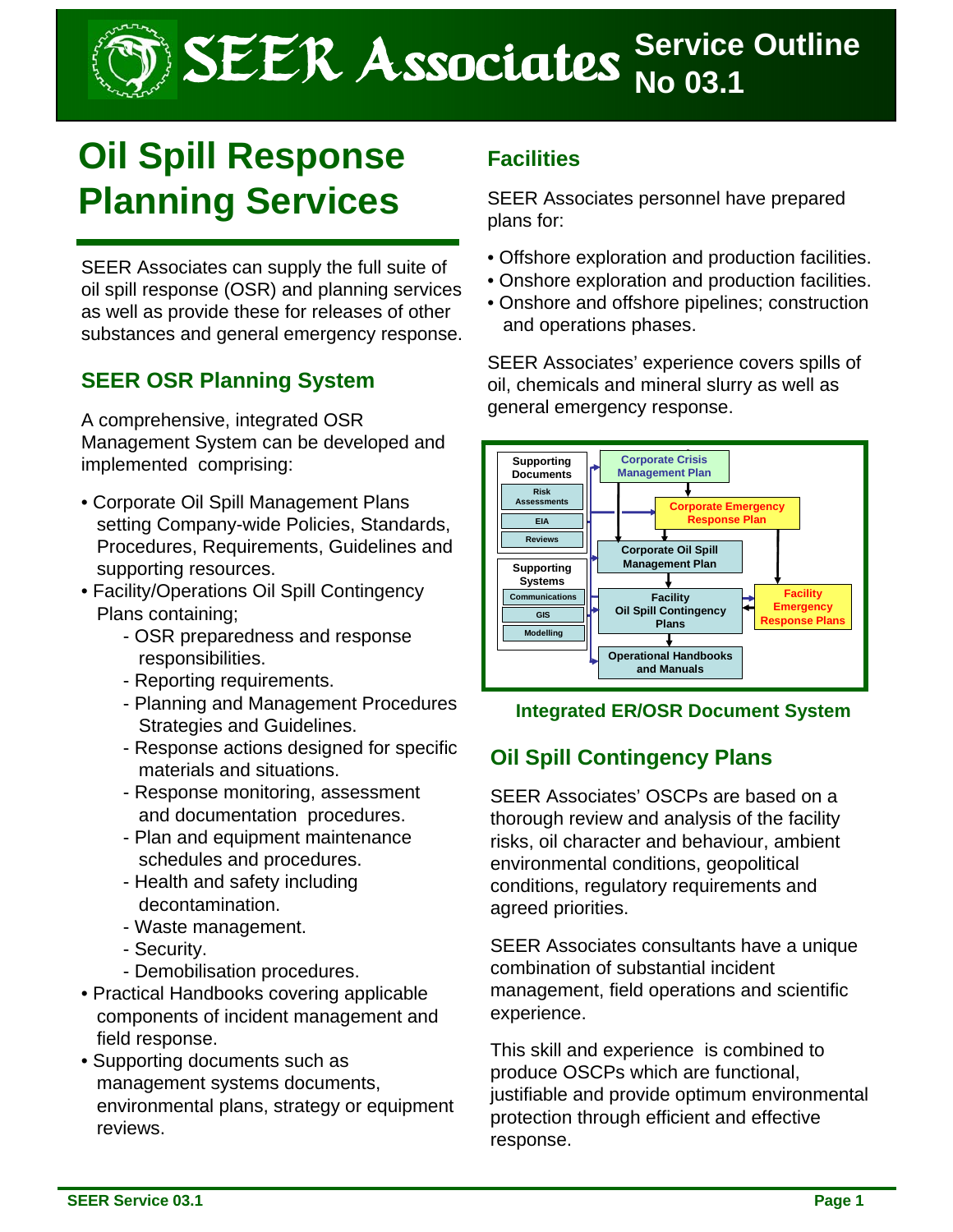# SEER Associates Service Outline No 03.1

# Oil Spill Response Planning Services

SEER Associates can supply the full suite of oil spill response (OSR) and planning services as well as provide these for releases of other substances and general emergency response.

## SEER OSR Planning System

A comprehensive, integrated OSR Management System can be developed and implemented comprising:

- Corporate Oil Spill Management Plans setting Company-wide Policies, Standards, Procedures, Requirements, Guidelines and supporting resources.
- Facility/Operations Oil Spill Contingency Plans containing;
  - OSR preparedness and response responsibilities.
  - Reporting requirements.
  - Planning and Management Procedures Strategies and Guidelines.
  - Response actions designed for specific materials and situations.
  - Response monitoring, assessment and documentation procedures.
  - Plan and equipment maintenance schedules and procedures.
  - Health and safety including decontamination.
  - Waste management.
  - Security.
  - Demobilisation procedures.
- Practical Handbooks covering applicable components of incident management and field response.
- Supporting documents such as management systems documents, environmental plans, strategy or equipment reviews.

## Facilities

SEER Associates personnel have prepared plans for:

- Offshore exploration and production facilities.
- Onshore exploration and production facilities.
- Onshore and offshore pipelines; construction and operations phases.

SEER Associates' experience covers spills of oil, chemicals and mineral slurry as well as general emergency response.

Supporting Documents: Risk Assessments, EIA, Reviews
Supporting Systems: Communications, GIS, Modelling
Corporate Crisis Management Plan → Corporate Emergency Response Plan → Corporate Oil Spill Management Plan → Facility Oil Spill Contingency Plans → Operational Handbooks and Manuals
Facility Emergency Response Plans

**Integrated ER/OSR Document System**

## Oil Spill Contingency Plans

SEER Associates' OSCPs are based on a thorough review and analysis of the facility risks, oil character and behaviour, ambient environmental conditions, geopolitical conditions, regulatory requirements and agreed priorities.

SEER Associates consultants have a unique combination of substantial incident management, field operations and scientific experience.

This skill and experience is combined to produce OSCPs which are functional, justifiable and provide optimum environmental protection through efficient and effective response.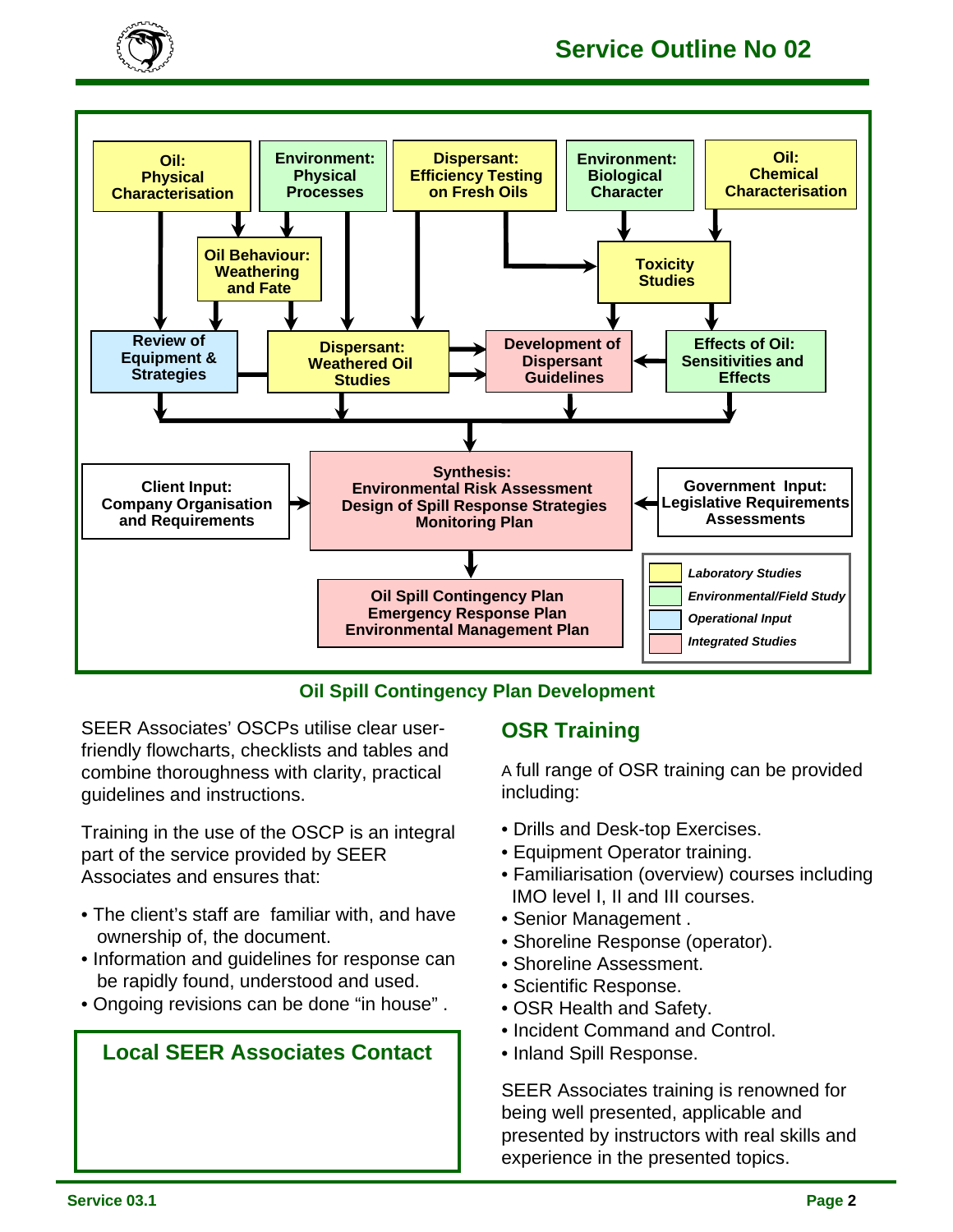## Service Outline No 02

Oil:
Physical Characterisation

Environment:
Physical Processes

Dispersant:
Efficiency Testing on Fresh Oils

Environment:
Biological Character

Oil:
Chemical Characterisation

Oil Behaviour:
Weathering and Fate

Toxicity Studies

Review of Equipment & Strategies

Dispersant:
Weathered Oil Studies

Development of Dispersant Guidelines

Effects of Oil:
Sensitivities and Effects

Client Input:
Company Organisation and Requirements

Synthesis:
Environmental Risk Assessment
Design of Spill Response Strategies
Monitoring Plan

Government Input:
Legislative Requirements
Assessments

Oil Spill Contingency Plan
Emergency Response Plan
Environmental Management Plan

*Laboratory Studies*

*Environmental/Field Study*

*Operational Input*

*Integrated Studies*

**Oil Spill Contingency Plan Development**

SEER Associates' OSCPs utilise clear user-friendly flowcharts, checklists and tables and combine thoroughness with clarity, practical guidelines and instructions.

Training in the use of the OSCP is an integral part of the service provided by SEER Associates and ensures that:

- The client's staff are familiar with, and have ownership of, the document.
- Information and guidelines for response can be rapidly found, understood and used.
- Ongoing revisions can be done "in house" .

### Local SEER Associates Contact

## OSR Training

A full range of OSR training can be provided including:

- Drills and Desk-top Exercises.
- Equipment Operator training.
- Familiarisation (overview) courses including IMO level I, II and III courses.
- Senior Management .
- Shoreline Response (operator).
- Shoreline Assessment.
- Scientific Response.
- OSR Health and Safety.
- Incident Command and Control.
- Inland Spill Response.

SEER Associates training is renowned for being well presented, applicable and presented by instructors with real skills and experience in the presented topics.